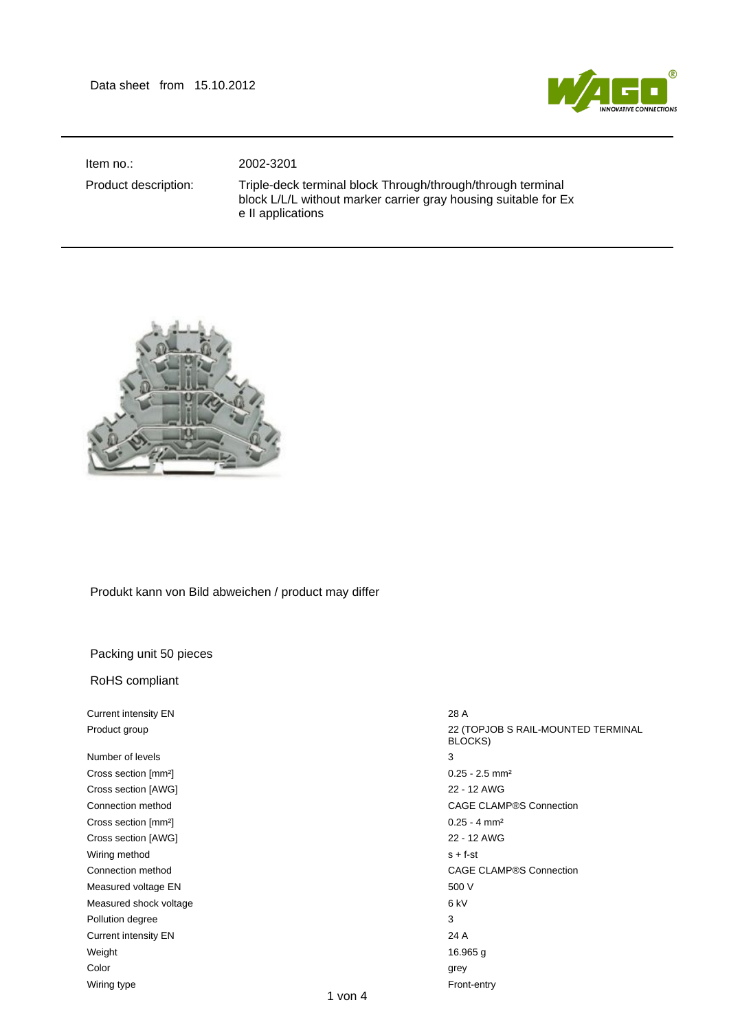Data sheet from 15.10.2012

| Item no.: | 2002-3201 |
|---|---|
| Product description: | Triple-deck terminal block Through/through/through terminal block L/L/L without marker carrier gray housing suitable for Ex e II applications |

Produkt kann von Bild abweichen / product may differ

Packing unit 50 pieces

RoHS compliant

| | |
|---|---|
| Current intensity EN | 28 A |
| Product group | 22 (TOPJOB S RAIL-MOUNTED TERMINAL BLOCKS) |
| Number of levels | 3 |
| Cross section [mm²] | 0.25 - 2.5 mm² |
| Cross section [AWG] | 22 - 12 AWG |
| Connection method | CAGE CLAMP®S Connection |
| Cross section [mm²] | 0.25 - 4 mm² |
| Cross section [AWG] | 22 - 12 AWG |
| Wiring method | s + f-st |
| Connection method | CAGE CLAMP®S Connection |
| Measured voltage EN | 500 V |
| Measured shock voltage | 6 kV |
| Pollution degree | 3 |
| Current intensity EN | 24 A |
| Weight | 16.965 g |
| Color | grey |
| Wiring type | Front-entry |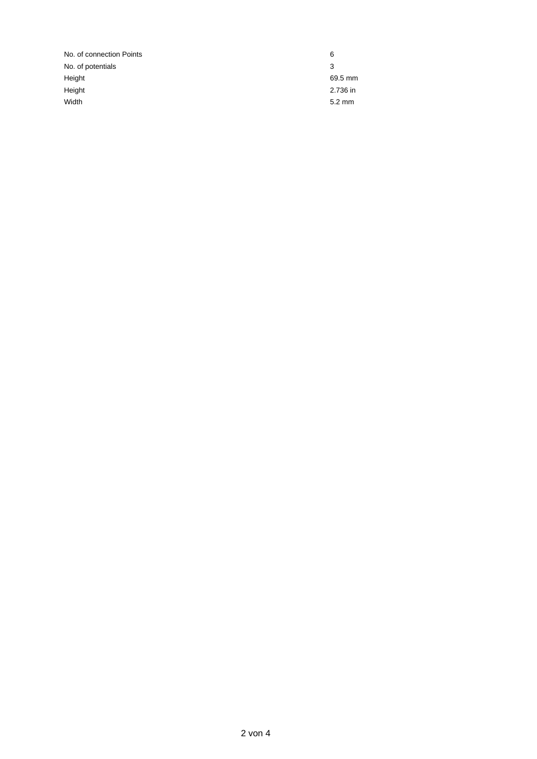| | |
|---|---|
| No. of connection Points | 6 |
| No. of potentials | 3 |
| Height | 69.5 mm |
| Height | 2.736 in |
| Width | 5.2 mm |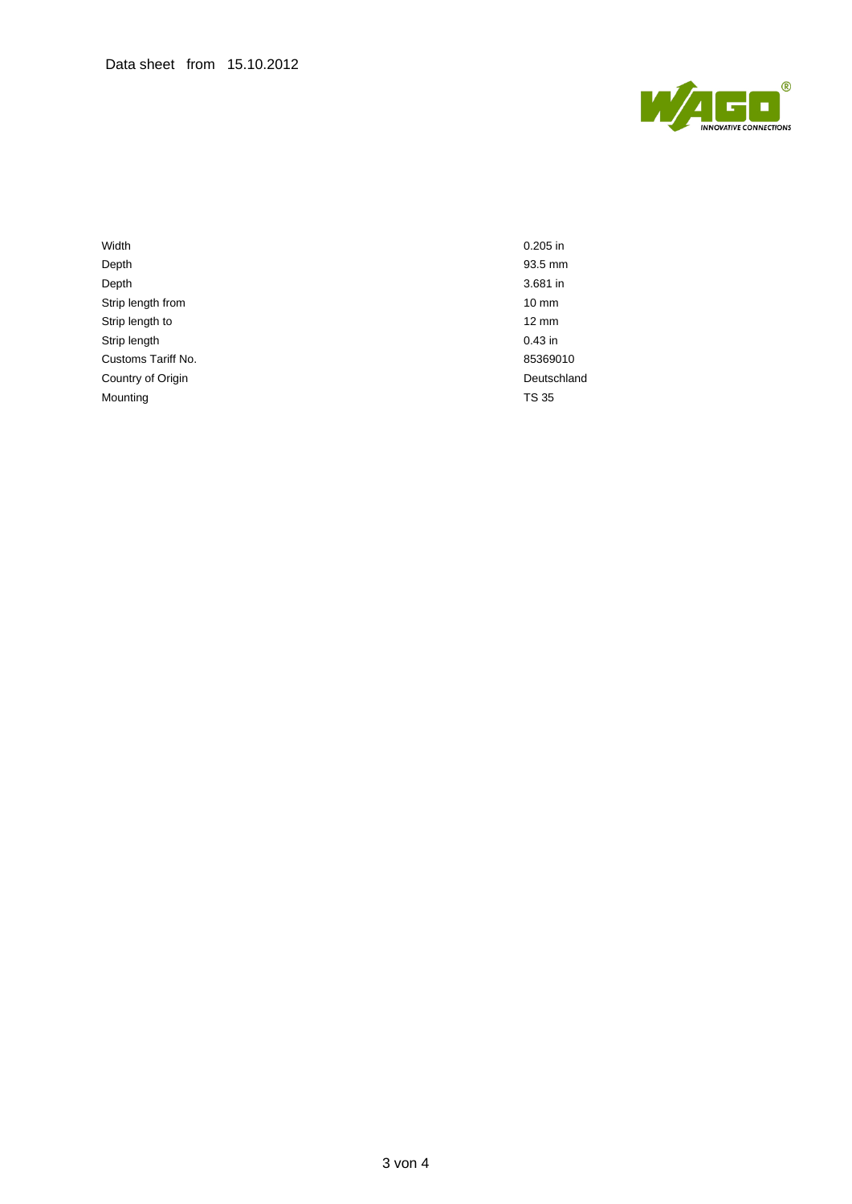| | |
|---|---|
| Width | 0.205 in |
| Depth | 93.5 mm |
| Depth | 3.681 in |
| Strip length from | 10 mm |
| Strip length to | 12 mm |
| Strip length | 0.43 in |
| Customs Tariff No. | 85369010 |
| Country of Origin | Deutschland |
| Mounting | TS 35 |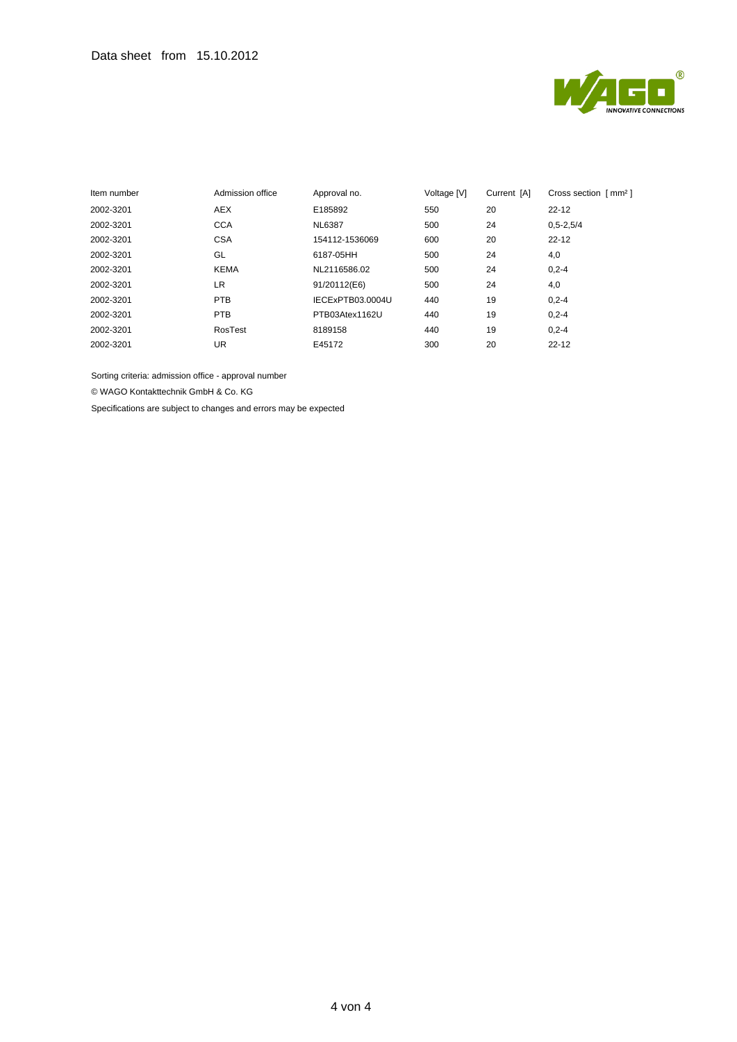Data sheet from 15.10.2012

| Item number | Admission office | Approval no. | Voltage [V] | Current [A] | Cross section [ mm² ] |
|---|---|---|---|---|---|
| 2002-3201 | AEX | E185892 | 550 | 20 | 22-12 |
| 2002-3201 | CCA | NL6387 | 500 | 24 | 0,5-2,5/4 |
| 2002-3201 | CSA | 154112-1536069 | 600 | 20 | 22-12 |
| 2002-3201 | GL | 6187-05HH | 500 | 24 | 4,0 |
| 2002-3201 | KEMA | NL2116586.02 | 500 | 24 | 0,2-4 |
| 2002-3201 | LR | 91/20112(E6) | 500 | 24 | 4,0 |
| 2002-3201 | PTB | IECExPTB03.0004U | 440 | 19 | 0,2-4 |
| 2002-3201 | PTB | PTB03Atex1162U | 440 | 19 | 0,2-4 |
| 2002-3201 | RosTest | 8189158 | 440 | 19 | 0,2-4 |
| 2002-3201 | UR | E45172 | 300 | 20 | 22-12 |

Sorting criteria: admission office - approval number

© WAGO Kontakttechnik GmbH & Co. KG

Specifications are subject to changes and errors may be expected